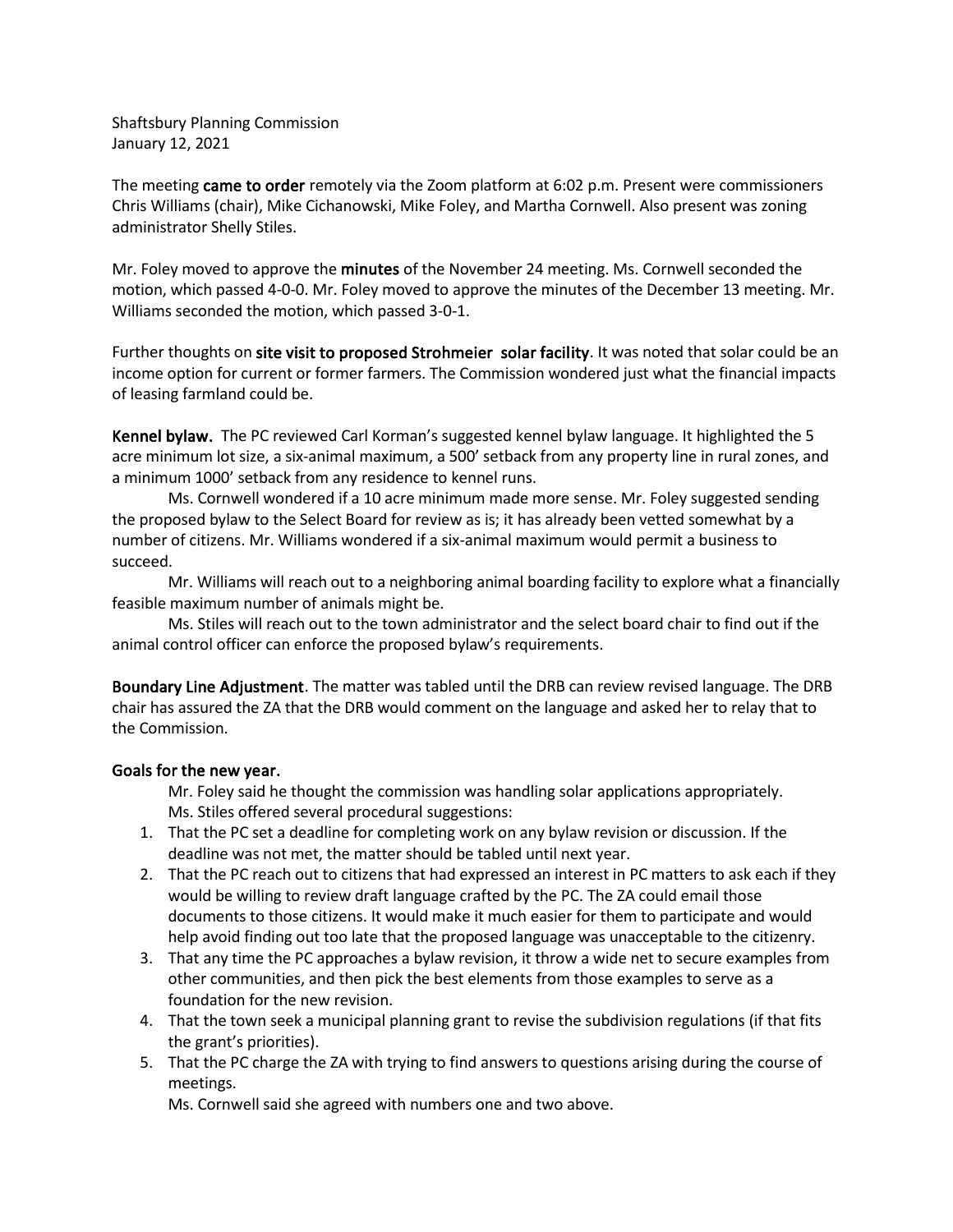Shaftsbury Planning Commission
January 12, 2021

The meeting **came to order** remotely via the Zoom platform at 6:02 p.m. Present were commissioners Chris Williams (chair), Mike Cichanowski, Mike Foley, and Martha Cornwell. Also present was zoning administrator Shelly Stiles.

Mr. Foley moved to approve the **minutes** of the November 24 meeting. Ms. Cornwell seconded the motion, which passed 4-0-0. Mr. Foley moved to approve the minutes of the December 13 meeting. Mr. Williams seconded the motion, which passed 3-0-1.

Further thoughts on **site visit to proposed Strohmeier solar facility**. It was noted that solar could be an income option for current or former farmers. The Commission wondered just what the financial impacts of leasing farmland could be.

**Kennel bylaw.** The PC reviewed Carl Korman's suggested kennel bylaw language. It highlighted the 5 acre minimum lot size, a six-animal maximum, a 500' setback from any property line in rural zones, and a minimum 1000' setback from any residence to kennel runs.

Ms. Cornwell wondered if a 10 acre minimum made more sense. Mr. Foley suggested sending the proposed bylaw to the Select Board for review as is; it has already been vetted somewhat by a number of citizens. Mr. Williams wondered if a six-animal maximum would permit a business to succeed.

Mr. Williams will reach out to a neighboring animal boarding facility to explore what a financially feasible maximum number of animals might be.

Ms. Stiles will reach out to the town administrator and the select board chair to find out if the animal control officer can enforce the proposed bylaw's requirements.

**Boundary Line Adjustment**. The matter was tabled until the DRB can review revised language. The DRB chair has assured the ZA that the DRB would comment on the language and asked her to relay that to the Commission.

**Goals for the new year.**

Mr. Foley said he thought the commission was handling solar applications appropriately.
Ms. Stiles offered several procedural suggestions:

1. That the PC set a deadline for completing work on any bylaw revision or discussion. If the deadline was not met, the matter should be tabled until next year.
2. That the PC reach out to citizens that had expressed an interest in PC matters to ask each if they would be willing to review draft language crafted by the PC. The ZA could email those documents to those citizens. It would make it much easier for them to participate and would help avoid finding out too late that the proposed language was unacceptable to the citizenry.
3. That any time the PC approaches a bylaw revision, it throw a wide net to secure examples from other communities, and then pick the best elements from those examples to serve as a foundation for the new revision.
4. That the town seek a municipal planning grant to revise the subdivision regulations (if that fits the grant's priorities).
5. That the PC charge the ZA with trying to find answers to questions arising during the course of meetings.

Ms. Cornwell said she agreed with numbers one and two above.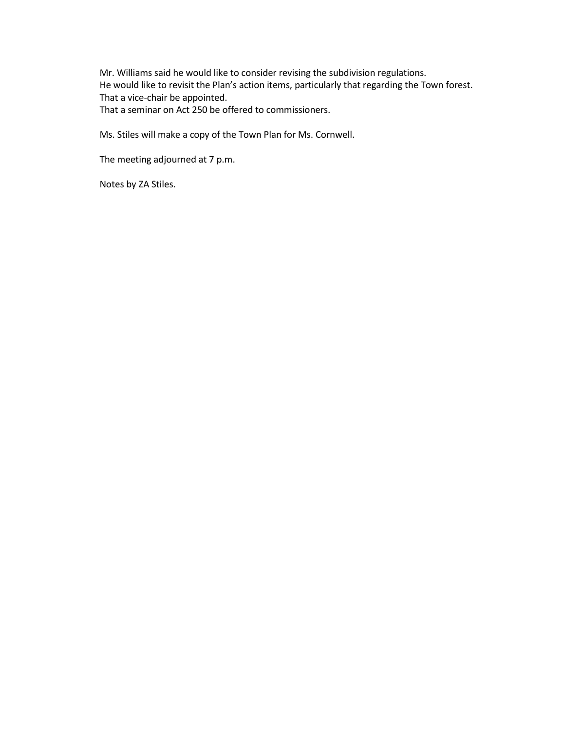Mr. Williams said he would like to consider revising the subdivision regulations.
He would like to revisit the Plan's action items, particularly that regarding the Town forest.
That a vice-chair be appointed.
That a seminar on Act 250 be offered to commissioners.

Ms. Stiles will make a copy of the Town Plan for Ms. Cornwell.

The meeting adjourned at 7 p.m.

Notes by ZA Stiles.